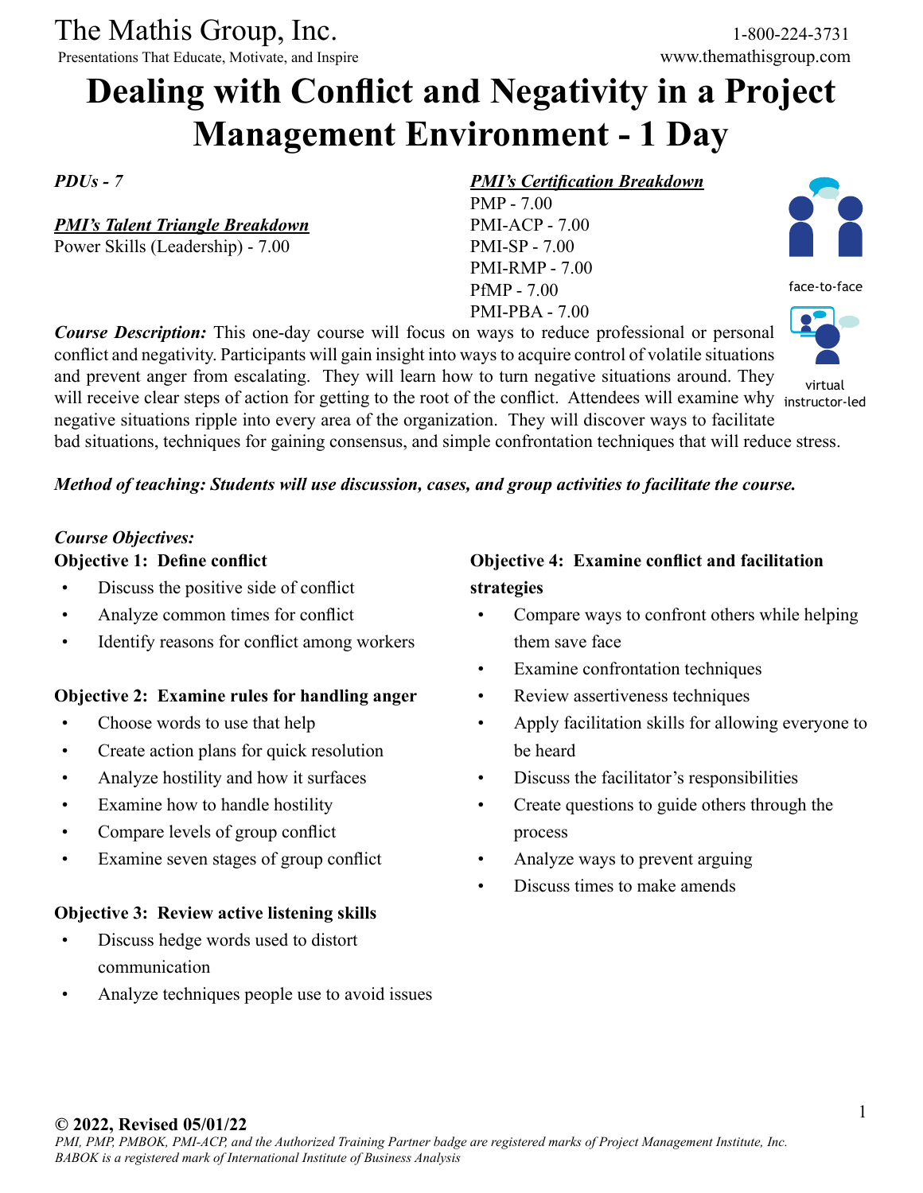The Mathis Group, Inc.
Presentations That Educate, Motivate, and Inspire

1-800-224-3731
www.themathisgroup.com

# Dealing with Conflict and Negativity in a Project Management Environment - 1 Day

*PDUs - 7*

***PMI's Talent Triangle Breakdown***
Power Skills (Leadership) - 7.00

***PMI's Certification Breakdown***
PMP - 7.00
PMI-ACP - 7.00
PMI-SP - 7.00
PMI-RMP - 7.00
PfMP - 7.00
PMI-PBA - 7.00

face-to-face

virtual instructor-led

***Course Description:*** This one-day course will focus on ways to reduce professional or personal conflict and negativity. Participants will gain insight into ways to acquire control of volatile situations and prevent anger from escalating. They will learn how to turn negative situations around. They will receive clear steps of action for getting to the root of the conflict. Attendees will examine why negative situations ripple into every area of the organization. They will discover ways to facilitate bad situations, techniques for gaining consensus, and simple confrontation techniques that will reduce stress.

***Method of teaching: Students will use discussion, cases, and group activities to facilitate the course.***

*Course Objectives:*

**Objective 1: Define conflict**
- Discuss the positive side of conflict
- Analyze common times for conflict
- Identify reasons for conflict among workers

**Objective 2: Examine rules for handling anger**
- Choose words to use that help
- Create action plans for quick resolution
- Analyze hostility and how it surfaces
- Examine how to handle hostility
- Compare levels of group conflict
- Examine seven stages of group conflict

**Objective 3: Review active listening skills**
- Discuss hedge words used to distort communication
- Analyze techniques people use to avoid issues

**Objective 4: Examine conflict and facilitation strategies**
- Compare ways to confront others while helping them save face
- Examine confrontation techniques
- Review assertiveness techniques
- Apply facilitation skills for allowing everyone to be heard
- Discuss the facilitator's responsibilities
- Create questions to guide others through the process
- Analyze ways to prevent arguing
- Discuss times to make amends

**© 2022, Revised 05/01/22**
*PMI, PMP, PMBOK, PMI-ACP, and the Authorized Training Partner badge are registered marks of Project Management Institute, Inc. BABOK is a registered mark of International Institute of Business Analysis*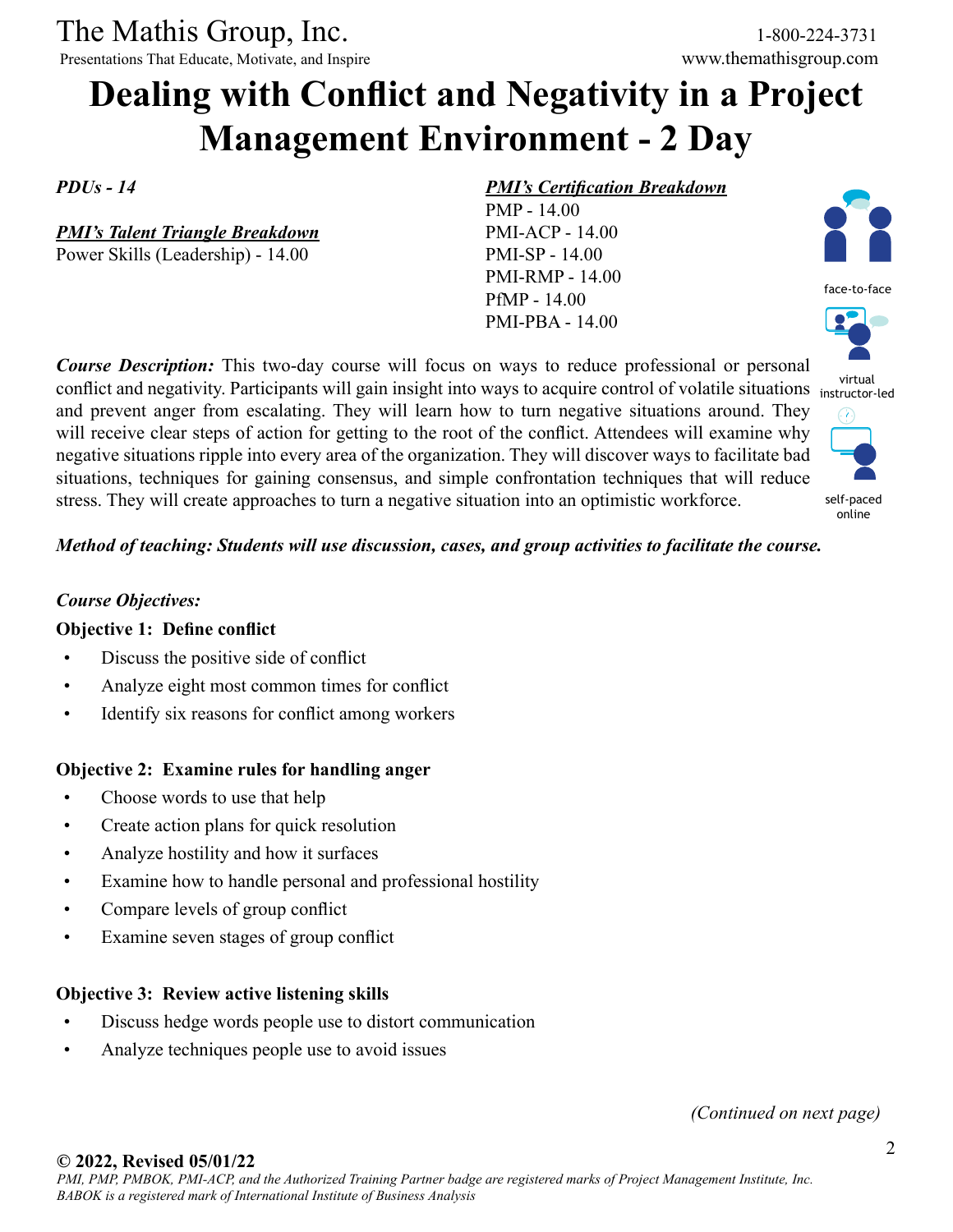The Mathis Group, Inc.
Presentations That Educate, Motivate, and Inspire

1-800-224-3731
www.themathisgroup.com

# Dealing with Conflict and Negativity in a Project Management Environment - 2 Day

*PDUs - 14*

***PMI's Talent Triangle Breakdown***
Power Skills (Leadership) - 14.00

***PMI's Certification Breakdown***
PMP - 14.00
PMI-ACP - 14.00
PMI-SP - 14.00
PMI-RMP - 14.00
PfMP - 14.00
PMI-PBA - 14.00

face-to-face
virtual instructor-led
self-paced online

***Course Description:*** This two-day course will focus on ways to reduce professional or personal conflict and negativity. Participants will gain insight into ways to acquire control of volatile situations and prevent anger from escalating. They will learn how to turn negative situations around. They will receive clear steps of action for getting to the root of the conflict. Attendees will examine why negative situations ripple into every area of the organization. They will discover ways to facilitate bad situations, techniques for gaining consensus, and simple confrontation techniques that will reduce stress. They will create approaches to turn a negative situation into an optimistic workforce.

***Method of teaching: Students will use discussion, cases, and group activities to facilitate the course.***

***Course Objectives:***

**Objective 1: Define conflict**

- Discuss the positive side of conflict
- Analyze eight most common times for conflict
- Identify six reasons for conflict among workers

**Objective 2: Examine rules for handling anger**

- Choose words to use that help
- Create action plans for quick resolution
- Analyze hostility and how it surfaces
- Examine how to handle personal and professional hostility
- Compare levels of group conflict
- Examine seven stages of group conflict

**Objective 3: Review active listening skills**

- Discuss hedge words people use to distort communication
- Analyze techniques people use to avoid issues

*(Continued on next page)*

**© 2022, Revised 05/01/22**
*PMI, PMP, PMBOK, PMI-ACP, and the Authorized Training Partner badge are registered marks of Project Management Institute, Inc.*
*BABOK is a registered mark of International Institute of Business Analysis*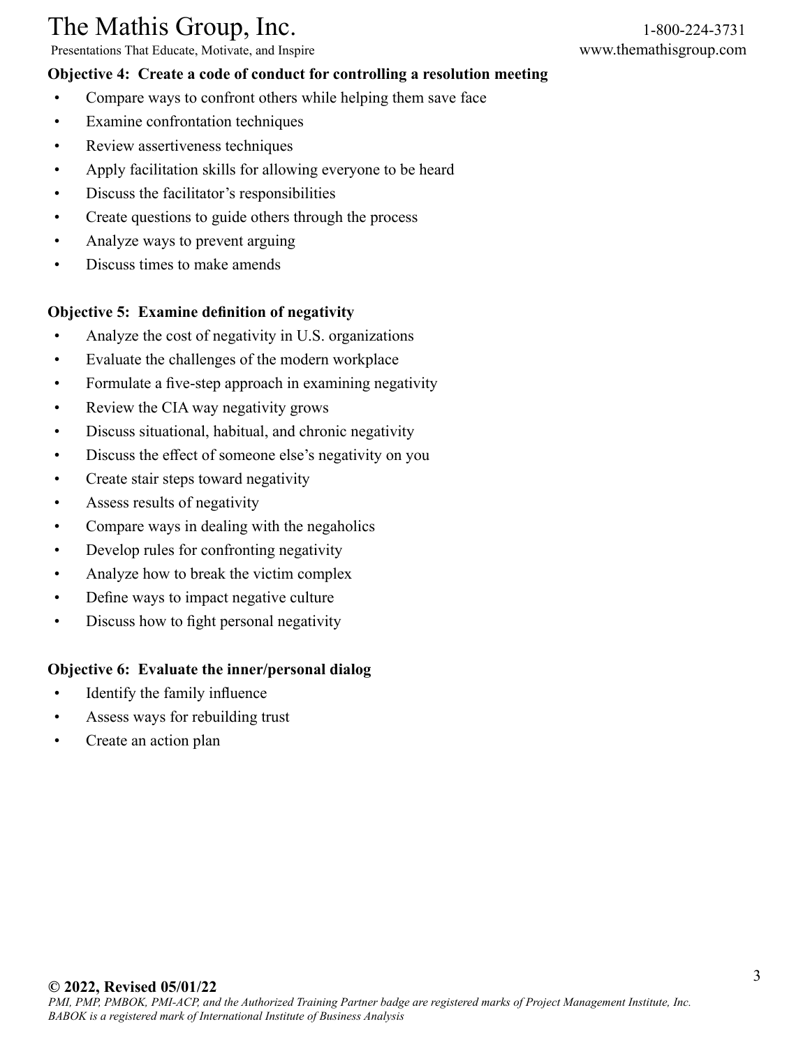**Objective 4: Create a code of conduct for controlling a resolution meeting**

- Compare ways to confront others while helping them save face
- Examine confrontation techniques
- Review assertiveness techniques
- Apply facilitation skills for allowing everyone to be heard
- Discuss the facilitator's responsibilities
- Create questions to guide others through the process
- Analyze ways to prevent arguing
- Discuss times to make amends

**Objective 5: Examine definition of negativity**

- Analyze the cost of negativity in U.S. organizations
- Evaluate the challenges of the modern workplace
- Formulate a five-step approach in examining negativity
- Review the CIA way negativity grows
- Discuss situational, habitual, and chronic negativity
- Discuss the effect of someone else's negativity on you
- Create stair steps toward negativity
- Assess results of negativity
- Compare ways in dealing with the negaholics
- Develop rules for confronting negativity
- Analyze how to break the victim complex
- Define ways to impact negative culture
- Discuss how to fight personal negativity

**Objective 6: Evaluate the inner/personal dialog**

- Identify the family influence
- Assess ways for rebuilding trust
- Create an action plan

**© 2022, Revised 05/01/22**

*PMI, PMP, PMBOK, PMI-ACP, and the Authorized Training Partner badge are registered marks of Project Management Institute, Inc.*
*BABOK is a registered mark of International Institute of Business Analysis*